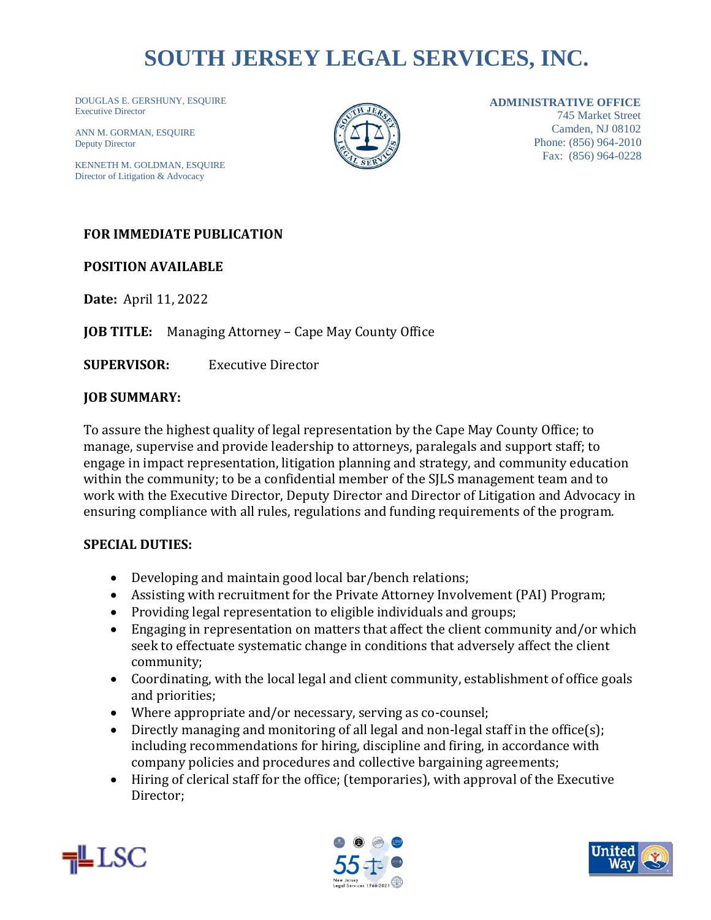# SOUTH JERSEY LEGAL SERVICES, INC.

DOUGLAS E. GERSHUNY, ESQUIRE
Executive Director

ANN M. GORMAN, ESQUIRE
Deputy Director

KENNETH M. GOLDMAN, ESQUIRE
Director of Litigation & Advocacy

**ADMINISTRATIVE OFFICE**
745 Market Street
Camden, NJ 08102
Phone: (856) 964-2010
Fax: (856) 964-0228

**FOR IMMEDIATE PUBLICATION**

**POSITION AVAILABLE**

**Date:** April 11, 2022

**JOB TITLE:** Managing Attorney – Cape May County Office

**SUPERVISOR:** Executive Director

**JOB SUMMARY:**

To assure the highest quality of legal representation by the Cape May County Office; to manage, supervise and provide leadership to attorneys, paralegals and support staff; to engage in impact representation, litigation planning and strategy, and community education within the community; to be a confidential member of the SJLS management team and to work with the Executive Director, Deputy Director and Director of Litigation and Advocacy in ensuring compliance with all rules, regulations and funding requirements of the program.

**SPECIAL DUTIES:**

- Developing and maintain good local bar/bench relations;
- Assisting with recruitment for the Private Attorney Involvement (PAI) Program;
- Providing legal representation to eligible individuals and groups;
- Engaging in representation on matters that affect the client community and/or which seek to effectuate systematic change in conditions that adversely affect the client community;
- Coordinating, with the local legal and client community, establishment of office goals and priorities;
- Where appropriate and/or necessary, serving as co-counsel;
- Directly managing and monitoring of all legal and non-legal staff in the office(s); including recommendations for hiring, discipline and firing, in accordance with company policies and procedures and collective bargaining agreements;
- Hiring of clerical staff for the office; (temporaries), with approval of the Executive Director;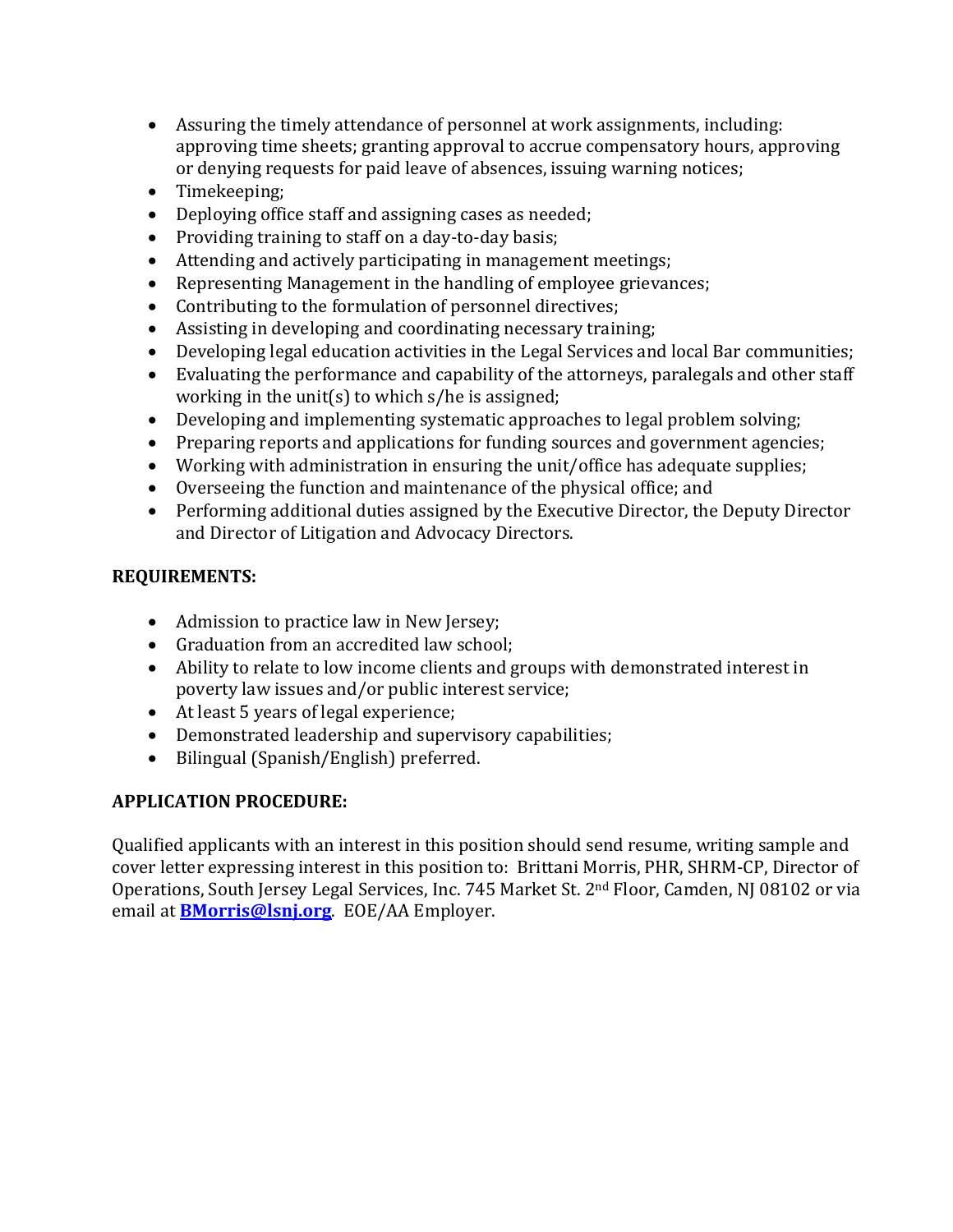- Assuring the timely attendance of personnel at work assignments, including: approving time sheets; granting approval to accrue compensatory hours, approving or denying requests for paid leave of absences, issuing warning notices;
- Timekeeping;
- Deploying office staff and assigning cases as needed;
- Providing training to staff on a day-to-day basis;
- Attending and actively participating in management meetings;
- Representing Management in the handling of employee grievances;
- Contributing to the formulation of personnel directives;
- Assisting in developing and coordinating necessary training;
- Developing legal education activities in the Legal Services and local Bar communities;
- Evaluating the performance and capability of the attorneys, paralegals and other staff working in the unit(s) to which s/he is assigned;
- Developing and implementing systematic approaches to legal problem solving;
- Preparing reports and applications for funding sources and government agencies;
- Working with administration in ensuring the unit/office has adequate supplies;
- Overseeing the function and maintenance of the physical office; and
- Performing additional duties assigned by the Executive Director, the Deputy Director and Director of Litigation and Advocacy Directors.

**REQUIREMENTS:**

- Admission to practice law in New Jersey;
- Graduation from an accredited law school;
- Ability to relate to low income clients and groups with demonstrated interest in poverty law issues and/or public interest service;
- At least 5 years of legal experience;
- Demonstrated leadership and supervisory capabilities;
- Bilingual (Spanish/English) preferred.

**APPLICATION PROCEDURE:**

Qualified applicants with an interest in this position should send resume, writing sample and cover letter expressing interest in this position to: Brittani Morris, PHR, SHRM-CP, Director of Operations, South Jersey Legal Services, Inc. 745 Market St. 2nd Floor, Camden, NJ 08102 or via email at **BMorris@lsnj.org**. EOE/AA Employer.